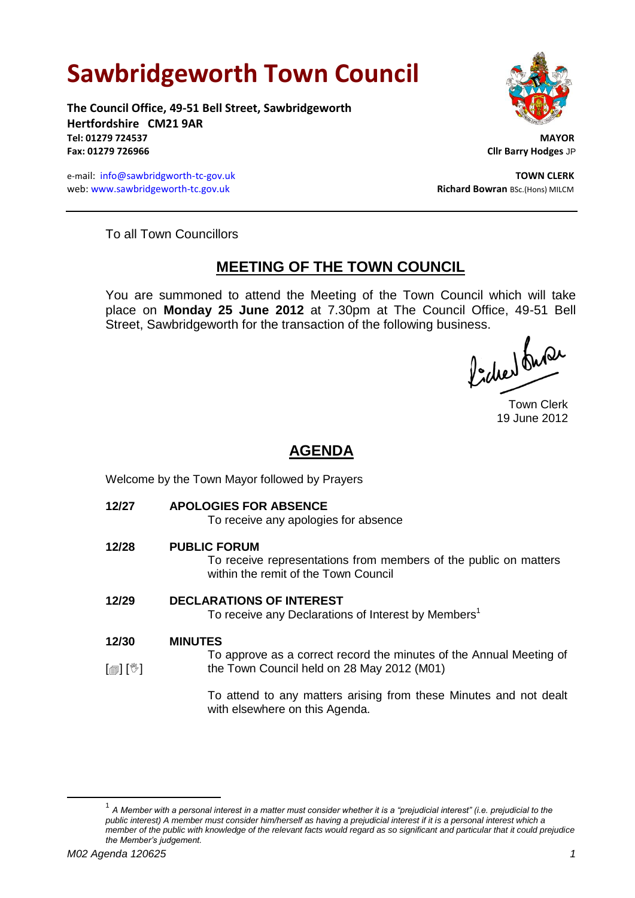# Sawbridgeworth Town Council

**The Council Office, 49-51 Bell Street, Sawbridgeworth**
**Hertfordshire CM21 9AR**
**Tel: 01279 724537**
**Fax: 01279 726966**

e-mail: info@sawbridgeworth-tc-gov.uk
web: www.sawbridgeworth-tc.gov.uk

**MAYOR**
**Cllr Barry Hodges** JP

**TOWN CLERK**
**Richard Bowran** BSc.(Hons) MILCM

---

To all Town Councillors

## MEETING OF THE TOWN COUNCIL

You are summoned to attend the Meeting of the Town Council which will take place on **Monday 25 June 2012** at 7.30pm at The Council Office, 49-51 Bell Street, Sawbridgeworth for the transaction of the following business.

Town Clerk
19 June 2012

## AGENDA

Welcome by the Town Mayor followed by Prayers

**12/27 APOLOGIES FOR ABSENCE**

To receive any apologies for absence

**12/28 PUBLIC FORUM**

To receive representations from members of the public on matters within the remit of the Town Council

**12/29 DECLARATIONS OF INTEREST**

To receive any Declarations of Interest by Members[1]

**12/30 MINUTES**

[] []

To approve as a correct record the minutes of the Annual Meeting of the Town Council held on 28 May 2012 (M01)

To attend to any matters arising from these Minutes and not dealt with elsewhere on this Agenda.

---

[1] *A Member with a personal interest in a matter must consider whether it is a "prejudicial interest" (i.e. prejudicial to the public interest) A member must consider him/herself as having a prejudicial interest if it is a personal interest which a member of the public with knowledge of the relevant facts would regard as so significant and particular that it could prejudice the Member's judgement.*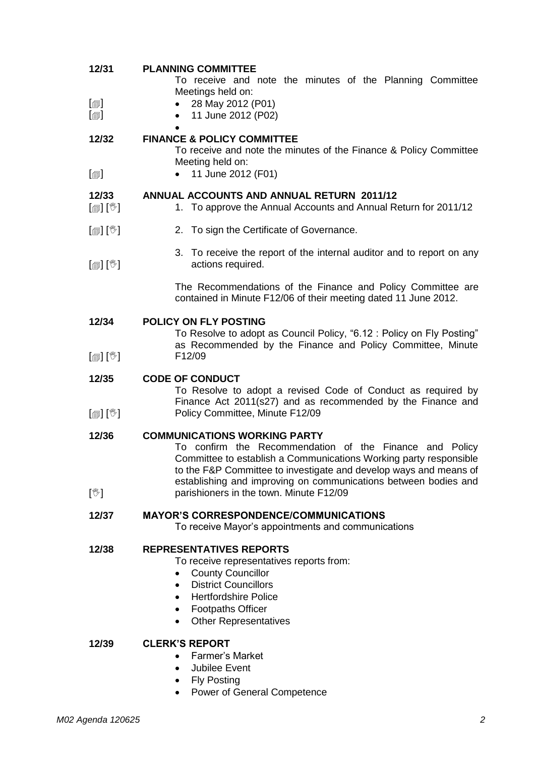**12/31 PLANNING COMMITTEE**

To receive and note the minutes of the Planning Committee Meetings held on:

[🗐] • 28 May 2012 (P01)
[🗐] • 11 June 2012 (P02)

**12/32 FINANCE & POLICY COMMITTEE**

To receive and note the minutes of the Finance & Policy Committee Meeting held on:

[🗐] • 11 June 2012 (F01)

**12/33 ANNUAL ACCOUNTS AND ANNUAL RETURN 2011/12**

[🗐] [✋] 1. To approve the Annual Accounts and Annual Return for 2011/12

[🗐] [✋] 2. To sign the Certificate of Governance.

[🗐] [✋] 3. To receive the report of the internal auditor and to report on any actions required.

The Recommendations of the Finance and Policy Committee are contained in Minute F12/06 of their meeting dated 11 June 2012.

**12/34 POLICY ON FLY POSTING**

[🗐] [✋] To Resolve to adopt as Council Policy, "6.12 : Policy on Fly Posting" as Recommended by the Finance and Policy Committee, Minute F12/09

**12/35 CODE OF CONDUCT**

[🗐] [✋] To Resolve to adopt a revised Code of Conduct as required by Finance Act 2011(s27) and as recommended by the Finance and Policy Committee, Minute F12/09

**12/36 COMMUNICATIONS WORKING PARTY**

[✋] To confirm the Recommendation of the Finance and Policy Committee to establish a Communications Working party responsible to the F&P Committee to investigate and develop ways and means of establishing and improving on communications between bodies and parishioners in the town. Minute F12/09

**12/37 MAYOR'S CORRESPONDENCE/COMMUNICATIONS**

To receive Mayor's appointments and communications

**12/38 REPRESENTATIVES REPORTS**

To receive representatives reports from:

- County Councillor
- District Councillors
- Hertfordshire Police
- Footpaths Officer
- Other Representatives

**12/39 CLERK'S REPORT**

- Farmer's Market
- Jubilee Event
- Fly Posting
- Power of General Competence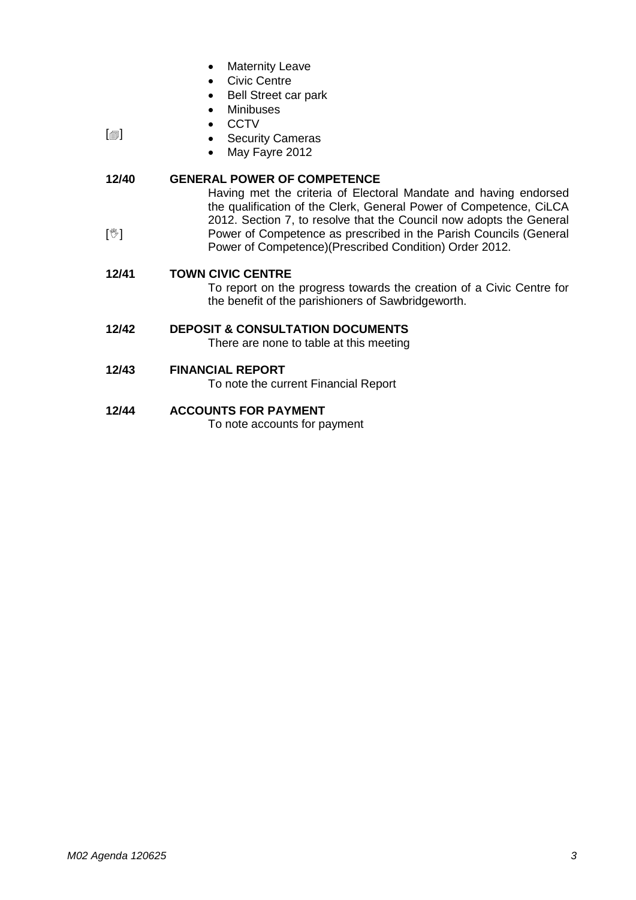- Maternity Leave
- Civic Centre
- Bell Street car park
- Minibuses
- CCTV
- Security Cameras
- May Fayre 2012

[🗐]

**12/40 GENERAL POWER OF COMPETENCE**

[🖑]

Having met the criteria of Electoral Mandate and having endorsed the qualification of the Clerk, General Power of Competence, CiLCA 2012. Section 7, to resolve that the Council now adopts the General Power of Competence as prescribed in the Parish Councils (General Power of Competence)(Prescribed Condition) Order 2012.

**12/41 TOWN CIVIC CENTRE**

To report on the progress towards the creation of a Civic Centre for the benefit of the parishioners of Sawbridgeworth.

**12/42 DEPOSIT & CONSULTATION DOCUMENTS**

There are none to table at this meeting

**12/43 FINANCIAL REPORT**

To note the current Financial Report

**12/44 ACCOUNTS FOR PAYMENT**

To note accounts for payment